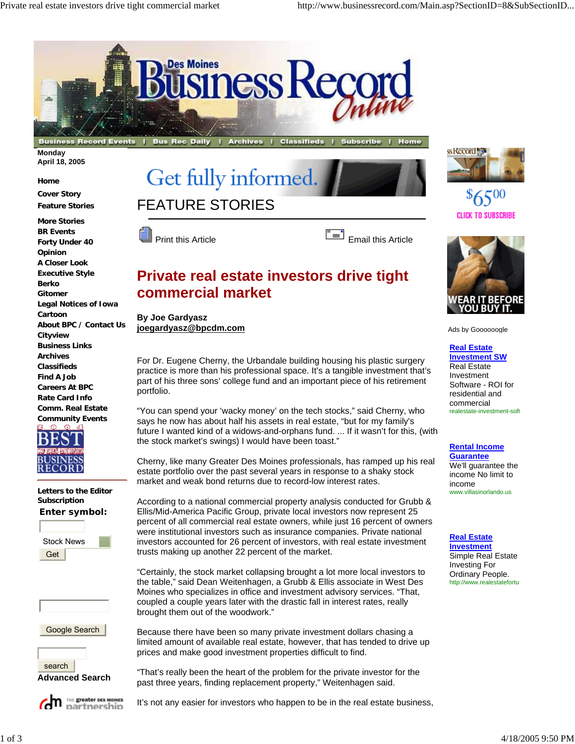# Private real estate investors drive tight commercial market

By Joe Gardyasz
joegardyasz@bpcdm.com

For Dr. Eugene Cherny, the Urbandale building housing his plastic surgery practice is more than his professional space. It's a tangible investment that's part of his three sons' college fund and an important piece of his retirement portfolio.

"You can spend your 'wacky money' on the tech stocks," said Cherny, who says he now has about half his assets in real estate, "but for my family's future I wanted kind of a widows-and-orphans fund. ... If it wasn't for this, (with the stock market's swings) I would have been toast."

Cherny, like many Greater Des Moines professionals, has ramped up his real estate portfolio over the past several years in response to a shaky stock market and weak bond returns due to record-low interest rates.

According to a national commercial property analysis conducted for Grubb & Ellis/Mid-America Pacific Group, private local investors now represent 25 percent of all commercial real estate owners, while just 16 percent of owners were institutional investors such as insurance companies. Private national investors accounted for 26 percent of investors, with real estate investment trusts making up another 22 percent of the market.

"Certainly, the stock market collapsing brought a lot more local investors to the table," said Dean Weitenhagen, a Grubb & Ellis associate in West Des Moines who specializes in office and investment advisory services. "That, coupled a couple years later with the drastic fall in interest rates, really brought them out of the woodwork."

Because there have been so many private investment dollars chasing a limited amount of available real estate, however, that has tended to drive up prices and make good investment properties difficult to find.

"That's really been the heart of the problem for the private investor for the past three years, finding replacement property," Weitenhagen said.

It's not any easier for investors who happen to be in the real estate business,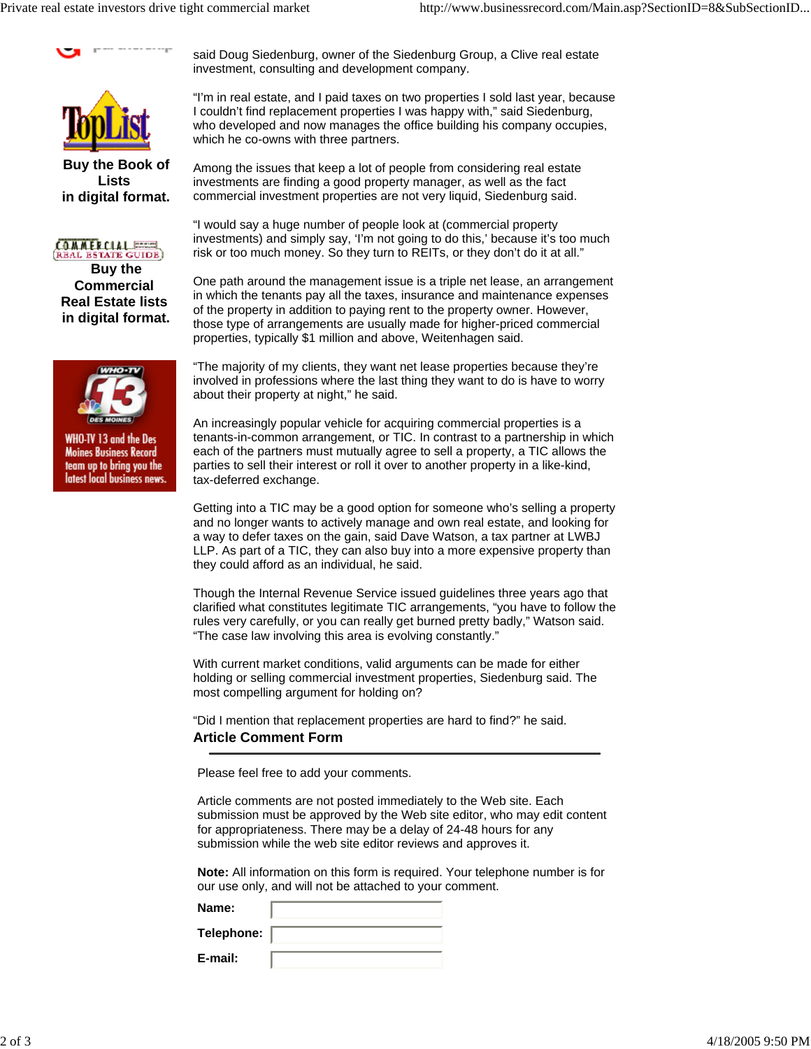said Doug Siedenburg, owner of the Siedenburg Group, a Clive real estate investment, consulting and development company.

"I'm in real estate, and I paid taxes on two properties I sold last year, because I couldn't find replacement properties I was happy with," said Siedenburg, who developed and now manages the office building his company occupies, which he co-owns with three partners.

Among the issues that keep a lot of people from considering real estate investments are finding a good property manager, as well as the fact commercial investment properties are not very liquid, Siedenburg said.

"I would say a huge number of people look at (commercial property investments) and simply say, 'I'm not going to do this,' because it's too much risk or too much money. So they turn to REITs, or they don't do it at all."

One path around the management issue is a triple net lease, an arrangement in which the tenants pay all the taxes, insurance and maintenance expenses of the property in addition to paying rent to the property owner. However, those type of arrangements are usually made for higher-priced commercial properties, typically $1 million and above, Weitenhagen said.

"The majority of my clients, they want net lease properties because they're involved in professions where the last thing they want to do is have to worry about their property at night," he said.

An increasingly popular vehicle for acquiring commercial properties is a tenants-in-common arrangement, or TIC. In contrast to a partnership in which each of the partners must mutually agree to sell a property, a TIC allows the parties to sell their interest or roll it over to another property in a like-kind, tax-deferred exchange.

Getting into a TIC may be a good option for someone who's selling a property and no longer wants to actively manage and own real estate, and looking for a way to defer taxes on the gain, said Dave Watson, a tax partner at LWBJ LLP. As part of a TIC, they can also buy into a more expensive property than they could afford as an individual, he said.

Though the Internal Revenue Service issued guidelines three years ago that clarified what constitutes legitimate TIC arrangements, "you have to follow the rules very carefully, or you can really get burned pretty badly," Watson said. "The case law involving this area is evolving constantly."

With current market conditions, valid arguments can be made for either holding or selling commercial investment properties, Siedenburg said. The most compelling argument for holding on?

"Did I mention that replacement properties are hard to find?" he said.

**Article Comment Form**

Please feel free to add your comments.

Article comments are not posted immediately to the Web site. Each submission must be approved by the Web site editor, who may edit content for appropriateness. There may be a delay of 24-48 hours for any submission while the web site editor reviews and approves it.

**Note:** All information on this form is required. Your telephone number is for our use only, and will not be attached to your comment.

**Name:**

**Telephone:**

**E-mail:**

**Buy the Book of Lists in digital format.**

**Buy the Commercial Real Estate lists in digital format.**

WHO-TV 13 and the Des Moines Business Record team up to bring you the latest local business news.